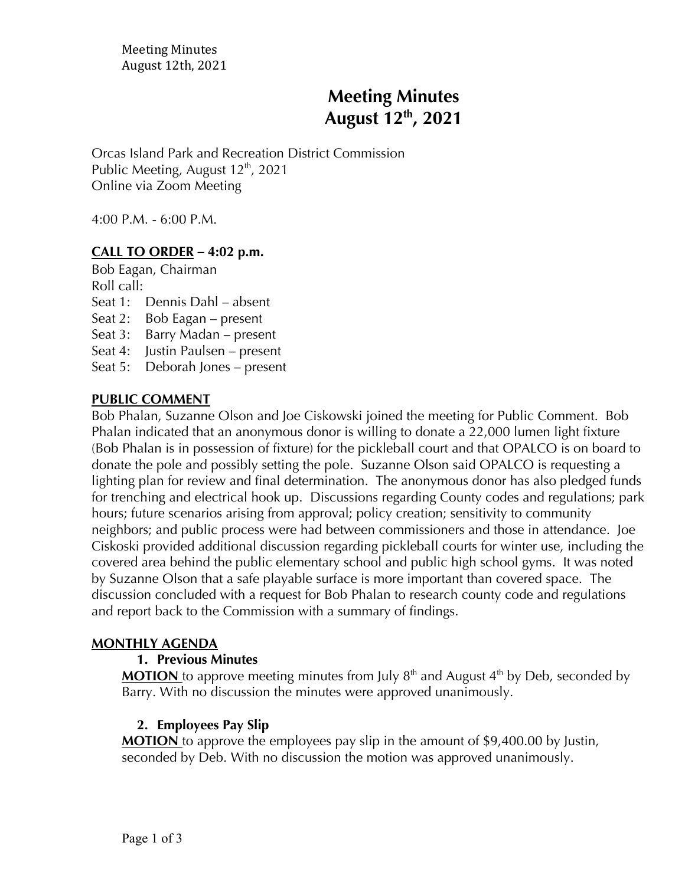# Meeting Minutes
# August 12th, 2021

Orcas Island Park and Recreation District Commission
Public Meeting, August 12th, 2021
Online via Zoom Meeting

4:00 P.M. - 6:00 P.M.

**CALL TO ORDER – 4:02 p.m.**

Bob Eagan, Chairman
Roll call:
Seat 1: Dennis Dahl – absent
Seat 2: Bob Eagan – present
Seat 3: Barry Madan – present
Seat 4: Justin Paulsen – present
Seat 5: Deborah Jones – present

**PUBLIC COMMENT**

Bob Phalan, Suzanne Olson and Joe Ciskowski joined the meeting for Public Comment. Bob Phalan indicated that an anonymous donor is willing to donate a 22,000 lumen light fixture (Bob Phalan is in possession of fixture) for the pickleball court and that OPALCO is on board to donate the pole and possibly setting the pole. Suzanne Olson said OPALCO is requesting a lighting plan for review and final determination. The anonymous donor has also pledged funds for trenching and electrical hook up. Discussions regarding County codes and regulations; park hours; future scenarios arising from approval; policy creation; sensitivity to community neighbors; and public process were had between commissioners and those in attendance. Joe Ciskoski provided additional discussion regarding pickleball courts for winter use, including the covered area behind the public elementary school and public high school gyms. It was noted by Suzanne Olson that a safe playable surface is more important than covered space. The discussion concluded with a request for Bob Phalan to research county code and regulations and report back to the Commission with a summary of findings.

**MONTHLY AGENDA**

1. **Previous Minutes**

**MOTION** to approve meeting minutes from July 8th and August 4th by Deb, seconded by Barry. With no discussion the minutes were approved unanimously.

2. **Employees Pay Slip**

**MOTION** to approve the employees pay slip in the amount of $9,400.00 by Justin, seconded by Deb. With no discussion the motion was approved unanimously.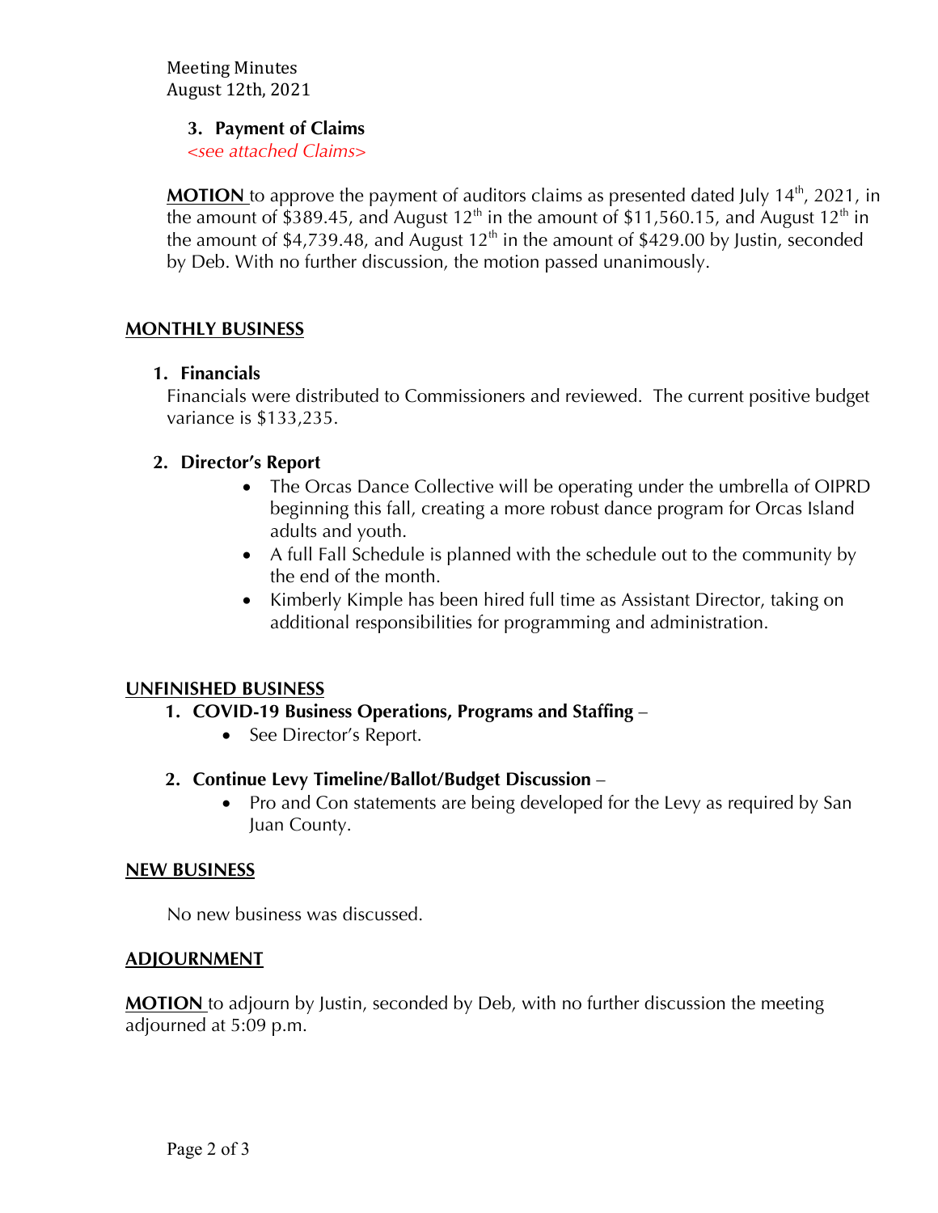Meeting Minutes
August 12th, 2021

**3. Payment of Claims**

*<see attached Claims>*

**MOTION** to approve the payment of auditors claims as presented dated July 14th, 2021, in the amount of $389.45, and August 12th in the amount of $11,560.15, and August 12th in the amount of $4,739.48, and August 12th in the amount of $429.00 by Justin, seconded by Deb. With no further discussion, the motion passed unanimously.

## MONTHLY BUSINESS

**1. Financials**

Financials were distributed to Commissioners and reviewed. The current positive budget variance is $133,235.

**2. Director's Report**

- The Orcas Dance Collective will be operating under the umbrella of OIPRD beginning this fall, creating a more robust dance program for Orcas Island adults and youth.
- A full Fall Schedule is planned with the schedule out to the community by the end of the month.
- Kimberly Kimple has been hired full time as Assistant Director, taking on additional responsibilities for programming and administration.

## UNFINISHED BUSINESS

**1. COVID-19 Business Operations, Programs and Staffing** –

- See Director's Report.

**2. Continue Levy Timeline/Ballot/Budget Discussion** –

- Pro and Con statements are being developed for the Levy as required by San Juan County.

## NEW BUSINESS

No new business was discussed.

## ADJOURNMENT

**MOTION** to adjourn by Justin, seconded by Deb, with no further discussion the meeting adjourned at 5:09 p.m.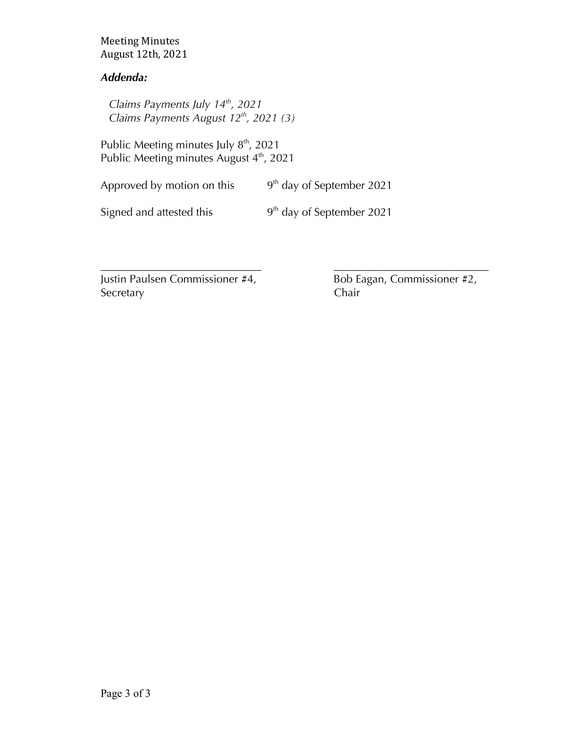Meeting Minutes
August 12th, 2021

***Addenda:***

*Claims Payments July 14th, 2021*
*Claims Payments August 12th, 2021 (3)*

Public Meeting minutes July 8th, 2021
Public Meeting minutes August 4th, 2021

Approved by motion on this 9th day of September 2021

Signed and attested this 9th day of September 2021

\_\_\_\_\_\_\_\_\_\_\_\_\_\_\_\_\_\_\_\_\_\_\_\_\_\_\_\_
Justin Paulsen Commissioner #4,
Secretary

\_\_\_\_\_\_\_\_\_\_\_\_\_\_\_\_\_\_\_\_\_\_\_\_\_\_\_\_
Bob Eagan, Commissioner #2,
Chair